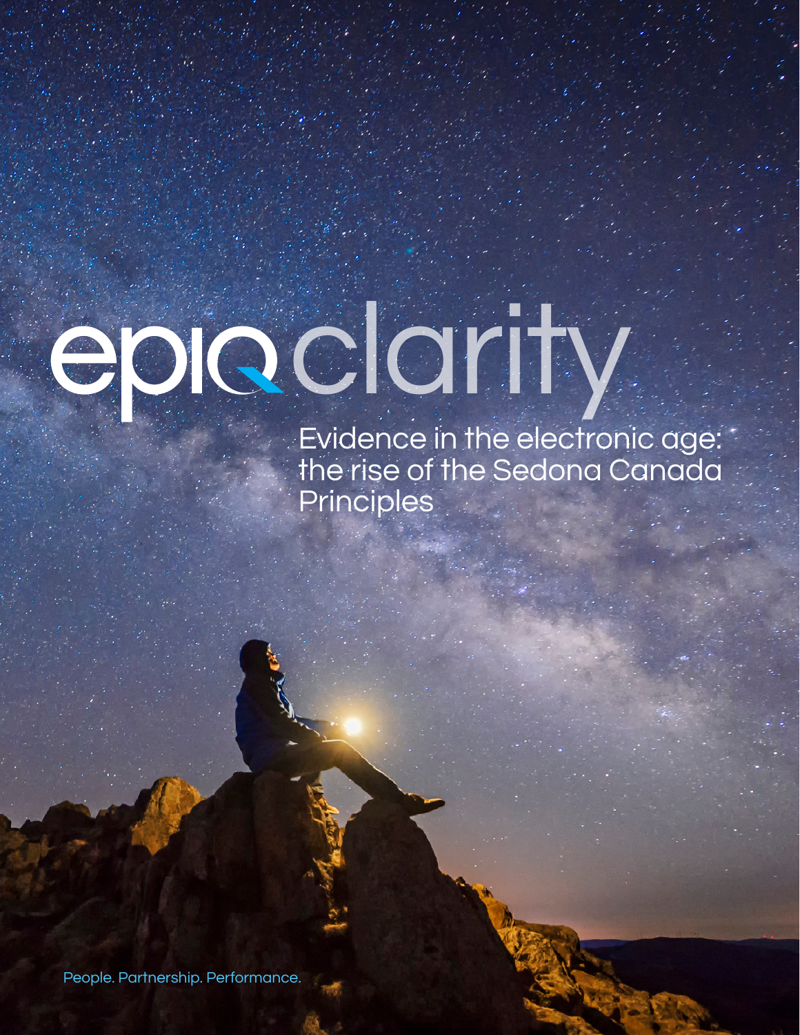# epiq clarity

## Evidence in the electronic age: the rise of the Sedona Canada Principles

People. Partnership. Performance.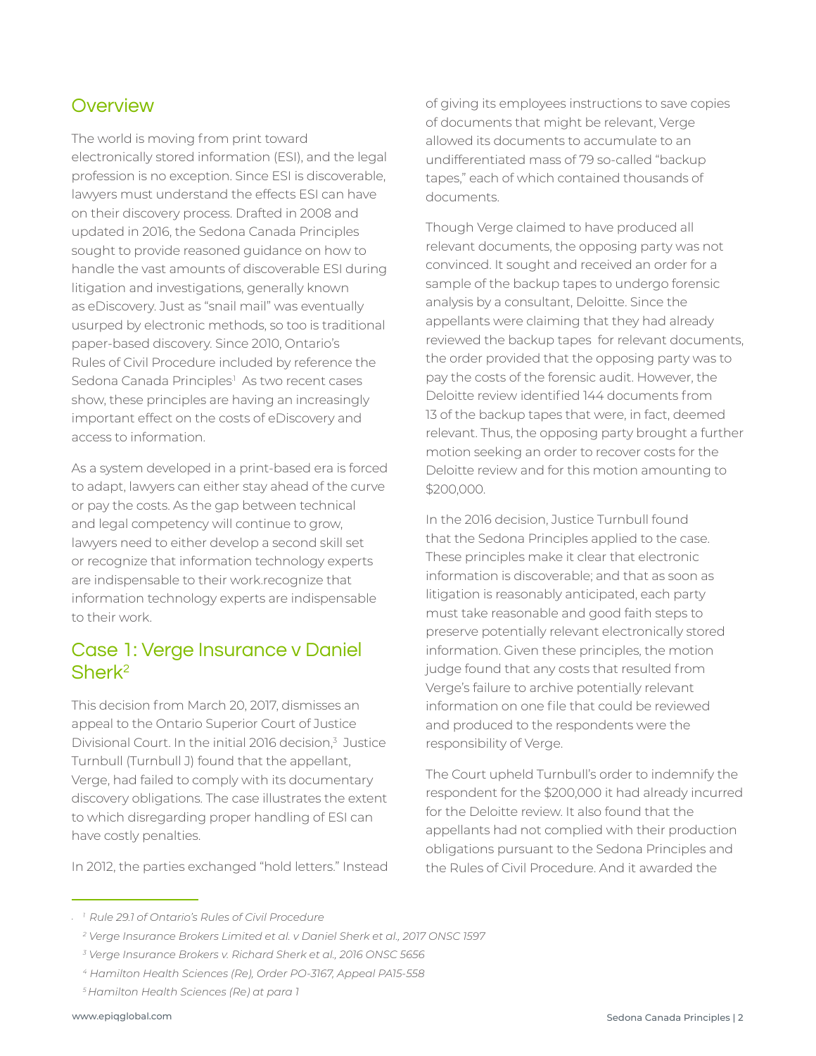## Overview

The world is moving from print toward electronically stored information (ESI), and the legal profession is no exception. Since ESI is discoverable, lawyers must understand the effects ESI can have on their discovery process. Drafted in 2008 and updated in 2016, the Sedona Canada Principles sought to provide reasoned guidance on how to handle the vast amounts of discoverable ESI during litigation and investigations, generally known as eDiscovery. Just as "snail mail" was eventually usurped by electronic methods, so too is traditional paper-based discovery. Since 2010, Ontario's Rules of Civil Procedure included by reference the Sedona Canada Principles[1] As two recent cases show, these principles are having an increasingly important effect on the costs of eDiscovery and access to information.

As a system developed in a print-based era is forced to adapt, lawyers can either stay ahead of the curve or pay the costs. As the gap between technical and legal competency will continue to grow, lawyers need to either develop a second skill set or recognize that information technology experts are indispensable to their work.recognize that information technology experts are indispensable to their work.

## Case 1: Verge Insurance v Daniel Sherk[2]

This decision from March 20, 2017, dismisses an appeal to the Ontario Superior Court of Justice Divisional Court. In the initial 2016 decision,[3] Justice Turnbull (Turnbull J) found that the appellant, Verge, had failed to comply with its documentary discovery obligations. The case illustrates the extent to which disregarding proper handling of ESI can have costly penalties.

In 2012, the parties exchanged "hold letters." Instead of giving its employees instructions to save copies of documents that might be relevant, Verge allowed its documents to accumulate to an undifferentiated mass of 79 so-called "backup tapes," each of which contained thousands of documents.

Though Verge claimed to have produced all relevant documents, the opposing party was not convinced. It sought and received an order for a sample of the backup tapes to undergo forensic analysis by a consultant, Deloitte. Since the appellants were claiming that they had already reviewed the backup tapes for relevant documents, the order provided that the opposing party was to pay the costs of the forensic audit. However, the Deloitte review identified 144 documents from 13 of the backup tapes that were, in fact, deemed relevant. Thus, the opposing party brought a further motion seeking an order to recover costs for the Deloitte review and for this motion amounting to $200,000.

In the 2016 decision, Justice Turnbull found that the Sedona Principles applied to the case. These principles make it clear that electronic information is discoverable; and that as soon as litigation is reasonably anticipated, each party must take reasonable and good faith steps to preserve potentially relevant electronically stored information. Given these principles, the motion judge found that any costs that resulted from Verge's failure to archive potentially relevant information on one file that could be reviewed and produced to the respondents were the responsibility of Verge.

The Court upheld Turnbull's order to indemnify the respondent for the $200,000 it had already incurred for the Deloitte review. It also found that the appellants had not complied with their production obligations pursuant to the Sedona Principles and the Rules of Civil Procedure. And it awarded the

---

[1] *Rule 29.1 of Ontario's Rules of Civil Procedure*

[2] *Verge Insurance Brokers Limited et al. v Daniel Sherk et al., 2017 ONSC 1597*

[3] *Verge Insurance Brokers v. Richard Sherk et al., 2016 ONSC 5656*

[4] *Hamilton Health Sciences (Re), Order PO-3167, Appeal PA15-558*

[5] *Hamilton Health Sciences (Re) at para 1*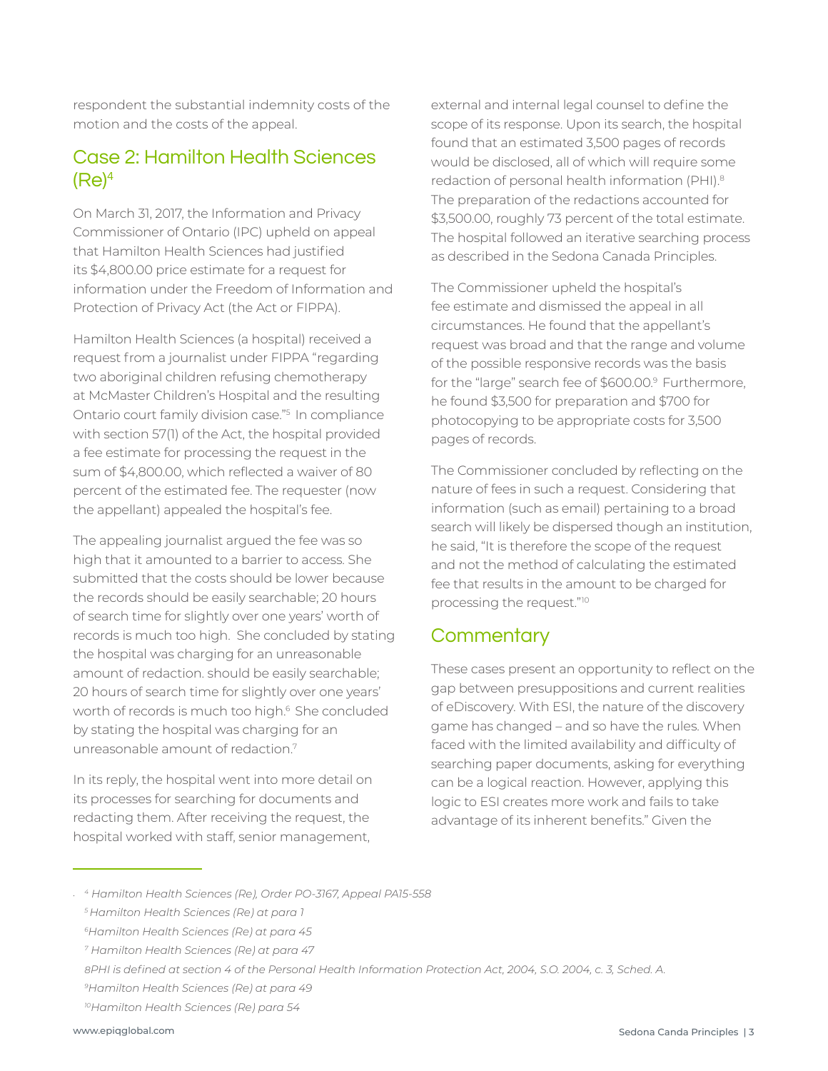respondent the substantial indemnity costs of the motion and the costs of the appeal.

## Case 2: Hamilton Health Sciences (Re)[4]

On March 31, 2017, the Information and Privacy Commissioner of Ontario (IPC) upheld on appeal that Hamilton Health Sciences had justified its $4,800.00 price estimate for a request for information under the Freedom of Information and Protection of Privacy Act (the Act or FIPPA).

Hamilton Health Sciences (a hospital) received a request from a journalist under FIPPA "regarding two aboriginal children refusing chemotherapy at McMaster Children's Hospital and the resulting Ontario court family division case."[5] In compliance with section 57(1) of the Act, the hospital provided a fee estimate for processing the request in the sum of $4,800.00, which reflected a waiver of 80 percent of the estimated fee. The requester (now the appellant) appealed the hospital's fee.

The appealing journalist argued the fee was so high that it amounted to a barrier to access. She submitted that the costs should be lower because the records should be easily searchable; 20 hours of search time for slightly over one years' worth of records is much too high. She concluded by stating the hospital was charging for an unreasonable amount of redaction. should be easily searchable; 20 hours of search time for slightly over one years' worth of records is much too high.[6] She concluded by stating the hospital was charging for an unreasonable amount of redaction.[7]

In its reply, the hospital went into more detail on its processes for searching for documents and redacting them. After receiving the request, the hospital worked with staff, senior management, external and internal legal counsel to define the scope of its response. Upon its search, the hospital found that an estimated 3,500 pages of records would be disclosed, all of which will require some redaction of personal health information (PHI).[8] The preparation of the redactions accounted for $3,500.00, roughly 73 percent of the total estimate. The hospital followed an iterative searching process as described in the Sedona Canada Principles.

The Commissioner upheld the hospital's fee estimate and dismissed the appeal in all circumstances. He found that the appellant's request was broad and that the range and volume of the possible responsive records was the basis for the "large" search fee of $600.00.[9] Furthermore, he found $3,500 for preparation and $700 for photocopying to be appropriate costs for 3,500 pages of records.

The Commissioner concluded by reflecting on the nature of fees in such a request. Considering that information (such as email) pertaining to a broad search will likely be dispersed though an institution, he said, "It is therefore the scope of the request and not the method of calculating the estimated fee that results in the amount to be charged for processing the request."[10]

## Commentary

These cases present an opportunity to reflect on the gap between presuppositions and current realities of eDiscovery. With ESI, the nature of the discovery game has changed – and so have the rules. When faced with the limited availability and difficulty of searching paper documents, asking for everything can be a logical reaction. However, applying this logic to ESI creates more work and fails to take advantage of its inherent benefits." Given the

---

[4] *Hamilton Health Sciences (Re), Order PO-3167, Appeal PA15-558*

[5] *Hamilton Health Sciences (Re) at para 1*

[6] *Hamilton Health Sciences (Re) at para 45*

[7] *Hamilton Health Sciences (Re) at para 47*

8 *PHI is defined at section 4 of the Personal Health Information Protection Act, 2004, S.O. 2004, c. 3, Sched. A.*

[9] *Hamilton Health Sciences (Re) at para 49*

[10] *Hamilton Health Sciences (Re) para 54*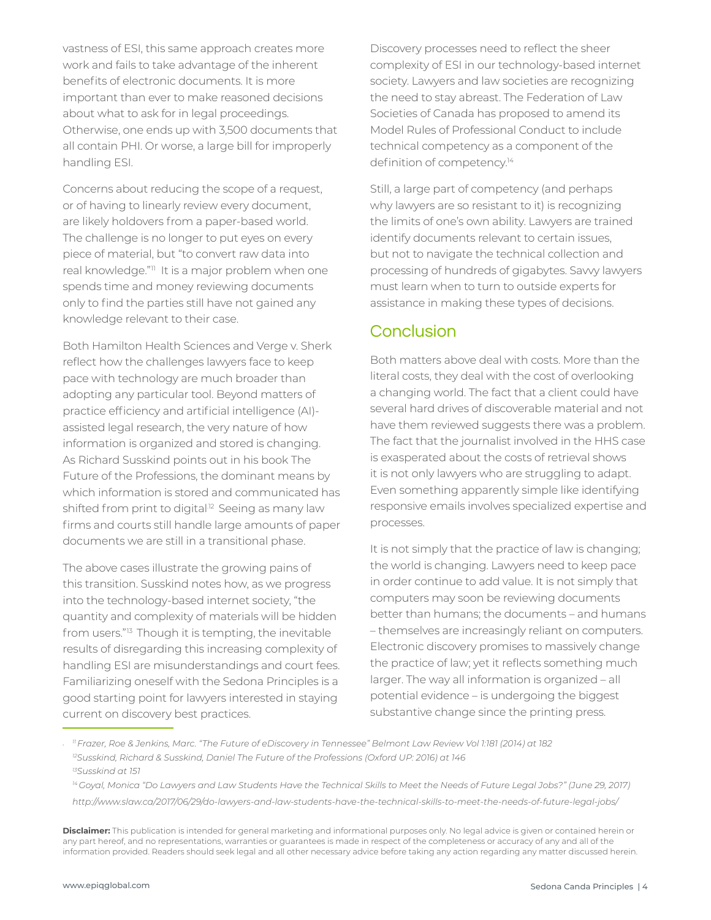vastness of ESI, this same approach creates more work and fails to take advantage of the inherent benefits of electronic documents. It is more important than ever to make reasoned decisions about what to ask for in legal proceedings. Otherwise, one ends up with 3,500 documents that all contain PHI. Or worse, a large bill for improperly handling ESI.

Concerns about reducing the scope of a request, or of having to linearly review every document, are likely holdovers from a paper-based world. The challenge is no longer to put eyes on every piece of material, but "to convert raw data into real knowledge."[11] It is a major problem when one spends time and money reviewing documents only to find the parties still have not gained any knowledge relevant to their case.

Both Hamilton Health Sciences and Verge v. Sherk reflect how the challenges lawyers face to keep pace with technology are much broader than adopting any particular tool. Beyond matters of practice efficiency and artificial intelligence (AI)-assisted legal research, the very nature of how information is organized and stored is changing. As Richard Susskind points out in his book The Future of the Professions, the dominant means by which information is stored and communicated has shifted from print to digital.[12] Seeing as many law firms and courts still handle large amounts of paper documents we are still in a transitional phase.

The above cases illustrate the growing pains of this transition. Susskind notes how, as we progress into the technology-based internet society, "the quantity and complexity of materials will be hidden from users."[13] Though it is tempting, the inevitable results of disregarding this increasing complexity of handling ESI are misunderstandings and court fees. Familiarizing oneself with the Sedona Principles is a good starting point for lawyers interested in staying current on discovery best practices.

Discovery processes need to reflect the sheer complexity of ESI in our technology-based internet society. Lawyers and law societies are recognizing the need to stay abreast. The Federation of Law Societies of Canada has proposed to amend its Model Rules of Professional Conduct to include technical competency as a component of the definition of competency.[14]

Still, a large part of competency (and perhaps why lawyers are so resistant to it) is recognizing the limits of one's own ability. Lawyers are trained identify documents relevant to certain issues, but not to navigate the technical collection and processing of hundreds of gigabytes. Savvy lawyers must learn when to turn to outside experts for assistance in making these types of decisions.

## Conclusion

Both matters above deal with costs. More than the literal costs, they deal with the cost of overlooking a changing world. The fact that a client could have several hard drives of discoverable material and not have them reviewed suggests there was a problem. The fact that the journalist involved in the HHS case is exasperated about the costs of retrieval shows it is not only lawyers who are struggling to adapt. Even something apparently simple like identifying responsive emails involves specialized expertise and processes.

It is not simply that the practice of law is changing; the world is changing. Lawyers need to keep pace in order continue to add value. It is not simply that computers may soon be reviewing documents better than humans; the documents – and humans – themselves are increasingly reliant on computers. Electronic discovery promises to massively change the practice of law; yet it reflects something much larger. The way all information is organized – all potential evidence – is undergoing the biggest substantive change since the printing press.

---

[11] *Frazer, Roe & Jenkins, Marc. "The Future of eDiscovery in Tennessee" Belmont Law Review Vol 1:181 (2014) at 182*

[12] *Susskind, Richard & Susskind, Daniel The Future of the Professions (Oxford UP: 2016) at 146*

[13] *Susskind at 151*

[14] *Goyal, Monica "Do Lawyers and Law Students Have the Technical Skills to Meet the Needs of Future Legal Jobs?" (June 29, 2017) http://www.slaw.ca/2017/06/29/do-lawyers-and-law-students-have-the-technical-skills-to-meet-the-needs-of-future-legal-jobs/*

**Disclaimer:** This publication is intended for general marketing and informational purposes only. No legal advice is given or contained herein or any part hereof, and no representations, warranties or guarantees is made in respect of the completeness or accuracy of any and all of the information provided. Readers should seek legal and all other necessary advice before taking any action regarding any matter discussed herein.